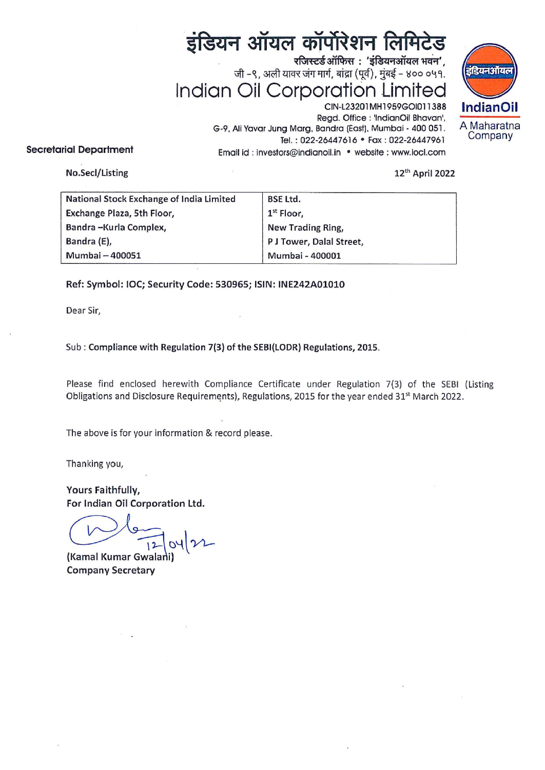# इंडियन ऑयल कॉर्पोरेशन लिमिटेड

रजिस्टर्ड ऑफिस : 'इंडियनऑयल भवन',
जी -९, अली यावर जंग मार्ग, बांद्रा (पूर्व), मुंबई - ४०० ०५१.

# Indian Oil Corporation Limited

CIN-L23201MH1959GOI011388
Regd. Office : 'IndianOil Bhavan',
G-9, Ali Yavar Jung Marg, Bandra (East), Mumbai - 400 051.
Tel. : 022-26447616 • Fax : 022-26447961
Email id : investors@indianoil.in • website : www.iocl.com

इंडियनऑयल
**IndianOil**
A Maharatna Company

**Secretarial Department**

No.Secl/Listing

12th April 2022

| National Stock Exchange of India Limited | BSE Ltd. |
|---|---|
| Exchange Plaza, 5th Floor, | 1st Floor, |
| Bandra –Kurla Complex, | New Trading Ring, |
| Bandra (E), | P J Tower, Dalal Street, |
| Mumbai – 400051 | Mumbai - 400001 |

**Ref: Symbol: IOC; Security Code: 530965; ISIN: INE242A01010**

Dear Sir,

Sub : **Compliance with Regulation 7(3) of the SEBI(LODR) Regulations, 2015.**

Please find enclosed herewith Compliance Certificate under Regulation 7(3) of the SEBI (Listing Obligations and Disclosure Requirements), Regulations, 2015 for the year ended 31st March 2022.

The above is for your information & record please.

Thanking you,

**Yours Faithfully,**
**For Indian Oil Corporation Ltd.**

12/04/22

**(Kamal Kumar Gwalani)**
**Company Secretary**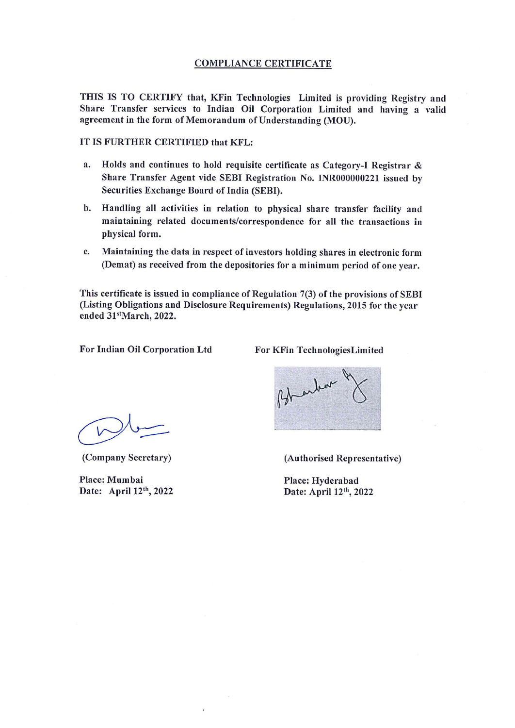# COMPLIANCE CERTIFICATE

THIS IS TO CERTIFY that, KFin Technologies Limited is providing Registry and Share Transfer services to Indian Oil Corporation Limited and having a valid agreement in the form of Memorandum of Understanding (MOU).

IT IS FURTHER CERTIFIED that KFL:

a. Holds and continues to hold requisite certificate as Category-I Registrar & Share Transfer Agent vide SEBI Registration No. INR000000221 issued by Securities Exchange Board of India (SEBI).

b. Handling all activities in relation to physical share transfer facility and maintaining related documents/correspondence for all the transactions in physical form.

c. Maintaining the data in respect of investors holding shares in electronic form (Demat) as received from the depositories for a minimum period of one year.

This certificate is issued in compliance of Regulation 7(3) of the provisions of SEBI (Listing Obligations and Disclosure Requirements) Regulations, 2015 for the year ended 31st March, 2022.

For Indian Oil Corporation Ltd

(Company Secretary)

Place: Mumbai
Date: April 12th, 2022

For KFin TechnologiesLimited

(Authorised Representative)

Place: Hyderabad
Date: April 12th, 2022